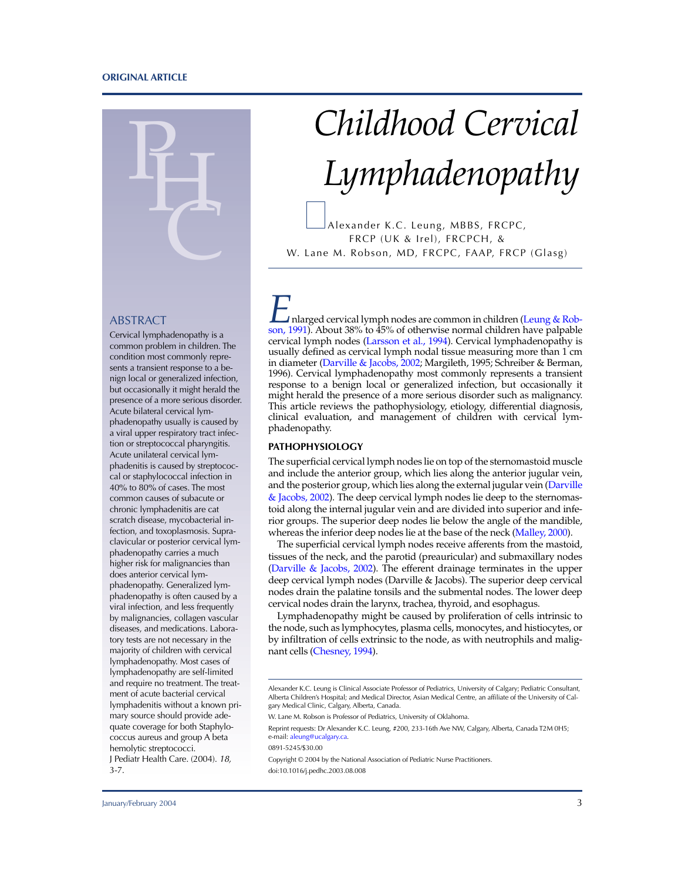ORIGINAL ARTICLE

# Childhood Cervical Lymphadenopathy

Alexander K.C. Leung, MBBS, FRCPC, FRCP (UK & Irel), FRCPCH, & W. Lane M. Robson, MD, FRCPC, FAAP, FRCP (Glasg)

## ABSTRACT

Cervical lymphadenopathy is a common problem in children. The condition most commonly represents a transient response to a benign local or generalized infection, but occasionally it might herald the presence of a more serious disorder. Acute bilateral cervical lymphadenopathy usually is caused by a viral upper respiratory tract infection or streptococcal pharyngitis. Acute unilateral cervical lymphadenitis is caused by streptococcal or staphylococcal infection in 40% to 80% of cases. The most common causes of subacute or chronic lymphadenitis are cat scratch disease, mycobacterial infection, and toxoplasmosis. Supraclavicular or posterior cervical lymphadenopathy carries a much higher risk for malignancies than does anterior cervical lymphadenopathy. Generalized lymphadenopathy is often caused by a viral infection, and less frequently by malignancies, collagen vascular diseases, and medications. Laboratory tests are not necessary in the majority of children with cervical lymphadenopathy. Most cases of lymphadenopathy are self-limited and require no treatment. The treatment of acute bacterial cervical lymphadenitis without a known primary source should provide adequate coverage for both Staphylococcus aureus and group A beta hemolytic streptococci. J Pediatr Health Care. (2004). *18,* 3-7.

Enlarged cervical lymph nodes are common in children (Leung & Robson, 1991). About 38% to 45% of otherwise normal children have palpable cervical lymph nodes (Larsson et al., 1994). Cervical lymphadenopathy is usually defined as cervical lymph nodal tissue measuring more than 1 cm in diameter (Darville & Jacobs, 2002; Margileth, 1995; Schreiber & Berman, 1996). Cervical lymphadenopathy most commonly represents a transient response to a benign local or generalized infection, but occasionally it might herald the presence of a more serious disorder such as malignancy. This article reviews the pathophysiology, etiology, differential diagnosis, clinical evaluation, and management of children with cervical lymphadenopathy.

## PATHOPHYSIOLOGY

The superficial cervical lymph nodes lie on top of the sternomastoid muscle and include the anterior group, which lies along the anterior jugular vein, and the posterior group, which lies along the external jugular vein (Darville & Jacobs, 2002). The deep cervical lymph nodes lie deep to the sternomastoid along the internal jugular vein and are divided into superior and inferior groups. The superior deep nodes lie below the angle of the mandible, whereas the inferior deep nodes lie at the base of the neck (Malley, 2000).

The superficial cervical lymph nodes receive afferents from the mastoid, tissues of the neck, and the parotid (preauricular) and submaxillary nodes (Darville & Jacobs, 2002). The efferent drainage terminates in the upper deep cervical lymph nodes (Darville & Jacobs). The superior deep cervical nodes drain the palatine tonsils and the submental nodes. The lower deep cervical nodes drain the larynx, trachea, thyroid, and esophagus.

Lymphadenopathy might be caused by proliferation of cells intrinsic to the node, such as lymphocytes, plasma cells, monocytes, and histiocytes, or by infiltration of cells extrinsic to the node, as with neutrophils and malignant cells (Chesney, 1994).

Alexander K.C. Leung is Clinical Associate Professor of Pediatrics, University of Calgary; Pediatric Consultant, Alberta Children's Hospital; and Medical Director, Asian Medical Centre, an affiliate of the University of Calgary Medical Clinic, Calgary, Alberta, Canada.

W. Lane M. Robson is Professor of Pediatrics, University of Oklahoma.

Reprint requests: Dr Alexander K.C. Leung, #200, 233-16th Ave NW, Calgary, Alberta, Canada T2M 0H5; e-mail: aleung@ucalgary.ca.

0891-5245/$30.00

Copyright © 2004 by the National Association of Pediatric Nurse Practitioners.

doi:10.1016/j.pedhc.2003.08.008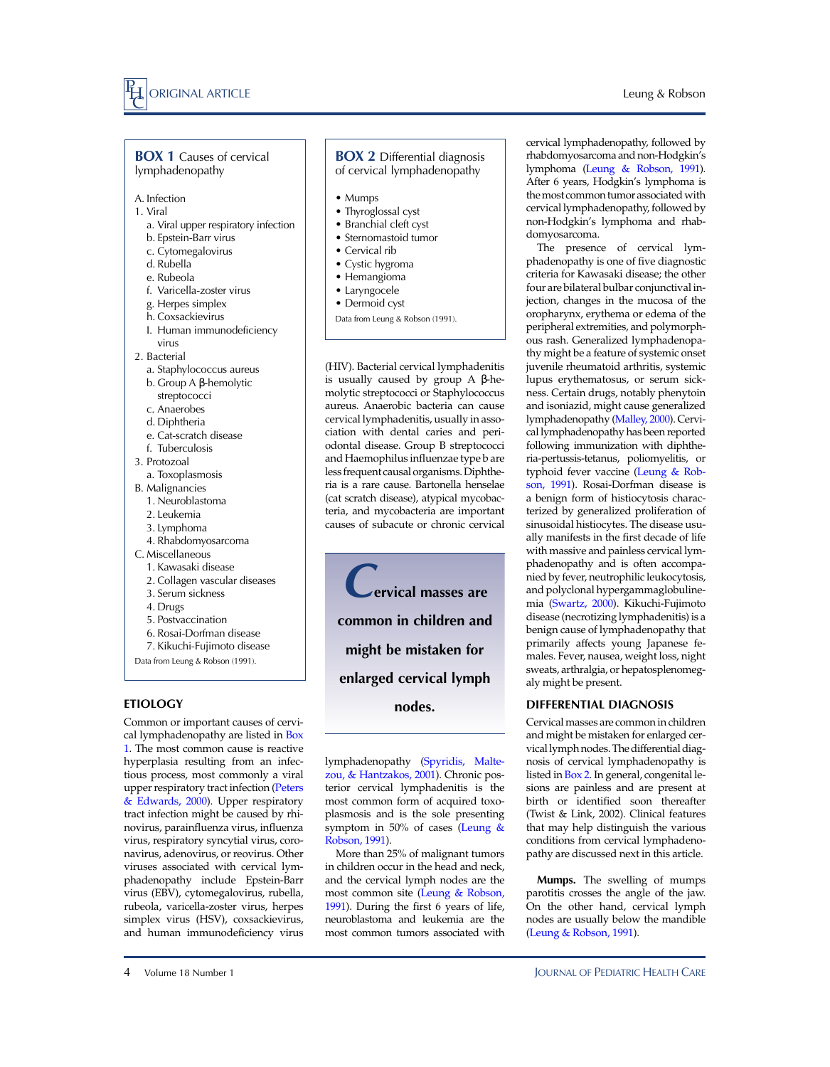### BOX 1 Causes of cervical lymphadenopathy

A. Infection
1. Viral
   a. Viral upper respiratory infection
   b. Epstein-Barr virus
   c. Cytomegalovirus
   d. Rubella
   e. Rubeola
   f. Varicella-zoster virus
   g. Herpes simplex
   h. Coxsackievirus
   I. Human immunodeficiency virus
2. Bacterial
   a. Staphylococcus aureus
   b. Group A β-hemolytic streptococci
   c. Anaerobes
   d. Diphtheria
   e. Cat-scratch disease
   f. Tuberculosis
3. Protozoal
   a. Toxoplasmosis

B. Malignancies
1. Neuroblastoma
2. Leukemia
3. Lymphoma
4. Rhabdomyosarcoma

C. Miscellaneous
1. Kawasaki disease
2. Collagen vascular diseases
3. Serum sickness
4. Drugs
5. Postvaccination
6. Rosai-Dorfman disease
7. Kikuchi-Fujimoto disease

Data from Leung & Robson (1991).

### BOX 2 Differential diagnosis of cervical lymphadenopathy

- Mumps
- Thyroglossal cyst
- Branchial cleft cyst
- Sternomastoid tumor
- Cervical rib
- Cystic hygroma
- Hemangioma
- Laryngocele
- Dermoid cyst

Data from Leung & Robson (1991).

## ETIOLOGY

Common or important causes of cervical lymphadenopathy are listed in Box 1. The most common cause is reactive hyperplasia resulting from an infectious process, most commonly a viral upper respiratory tract infection (Peters & Edwards, 2000). Upper respiratory tract infection might be caused by rhinovirus, parainfluenza virus, influenza virus, respiratory syncytial virus, coronavirus, adenovirus, or reovirus. Other viruses associated with cervical lymphadenopathy include Epstein-Barr virus (EBV), cytomegalovirus, rubella, rubeola, varicella-zoster virus, herpes simplex virus (HSV), coxsackievirus, and human immunodeficiency virus (HIV). Bacterial cervical lymphadenitis is usually caused by group A β-hemolytic streptococci or Staphylococcus aureus. Anaerobic bacteria can cause cervical lymphadenitis, usually in association with dental caries and periodontal disease. Group B streptococci and Haemophilus influenzae type b are less frequent causal organisms. Diphtheria is a rare cause. Bartonella henselae (cat scratch disease), atypical mycobacteria, and mycobacteria are important causes of subacute or chronic cervical lymphadenopathy (Spyridis, Maltezou, & Hantzakos, 2001). Chronic posterior cervical lymphadenitis is the most common form of acquired toxoplasmosis and is the sole presenting symptom in 50% of cases (Leung & Robson, 1991).

More than 25% of malignant tumors in children occur in the head and neck, and the cervical lymph nodes are the most common site (Leung & Robson, 1991). During the first 6 years of life, neuroblastoma and leukemia are the most common tumors associated with cervical lymphadenopathy, followed by rhabdomyosarcoma and non-Hodgkin's lymphoma (Leung & Robson, 1991). After 6 years, Hodgkin's lymphoma is the most common tumor associated with cervical lymphadenopathy, followed by non-Hodgkin's lymphoma and rhabdomyosarcoma.

The presence of cervical lymphadenopathy is one of five diagnostic criteria for Kawasaki disease; the other four are bilateral bulbar conjunctival injection, changes in the mucosa of the oropharynx, erythema or edema of the peripheral extremities, and polymorphous rash. Generalized lymphadenopathy might be a feature of systemic onset juvenile rheumatoid arthritis, systemic lupus erythematosus, or serum sickness. Certain drugs, notably phenytoin and isoniazid, might cause generalized lymphadenopathy (Malley, 2000). Cervical lymphadenopathy has been reported following immunization with diphtheria-pertussis-tetanus, poliomyelitis, or typhoid fever vaccine (Leung & Robson, 1991). Rosai-Dorfman disease is a benign form of histiocytosis characterized by generalized proliferation of sinusoidal histiocytes. The disease usually manifests in the first decade of life with massive and painless cervical lymphadenopathy and is often accompanied by fever, neutrophilic leukocytosis, and polyclonal hypergammaglobulinemia (Swartz, 2000). Kikuchi-Fujimoto disease (necrotizing lymphadenitis) is a benign cause of lymphadenopathy that primarily affects young Japanese females. Fever, nausea, weight loss, night sweats, arthralgia, or hepatosplenomegaly might be present.

> Cervical masses are common in children and might be mistaken for enlarged cervical lymph nodes.

## DIFFERENTIAL DIAGNOSIS

Cervical masses are common in children and might be mistaken for enlarged cervical lymph nodes. The differential diagnosis of cervical lymphadenopathy is listed in Box 2. In general, congenital lesions are painless and are present at birth or identified soon thereafter (Twist & Link, 2002). Clinical features that may help distinguish the various conditions from cervical lymphadenopathy are discussed next in this article.

**Mumps.** The swelling of mumps parotitis crosses the angle of the jaw. On the other hand, cervical lymph nodes are usually below the mandible (Leung & Robson, 1991).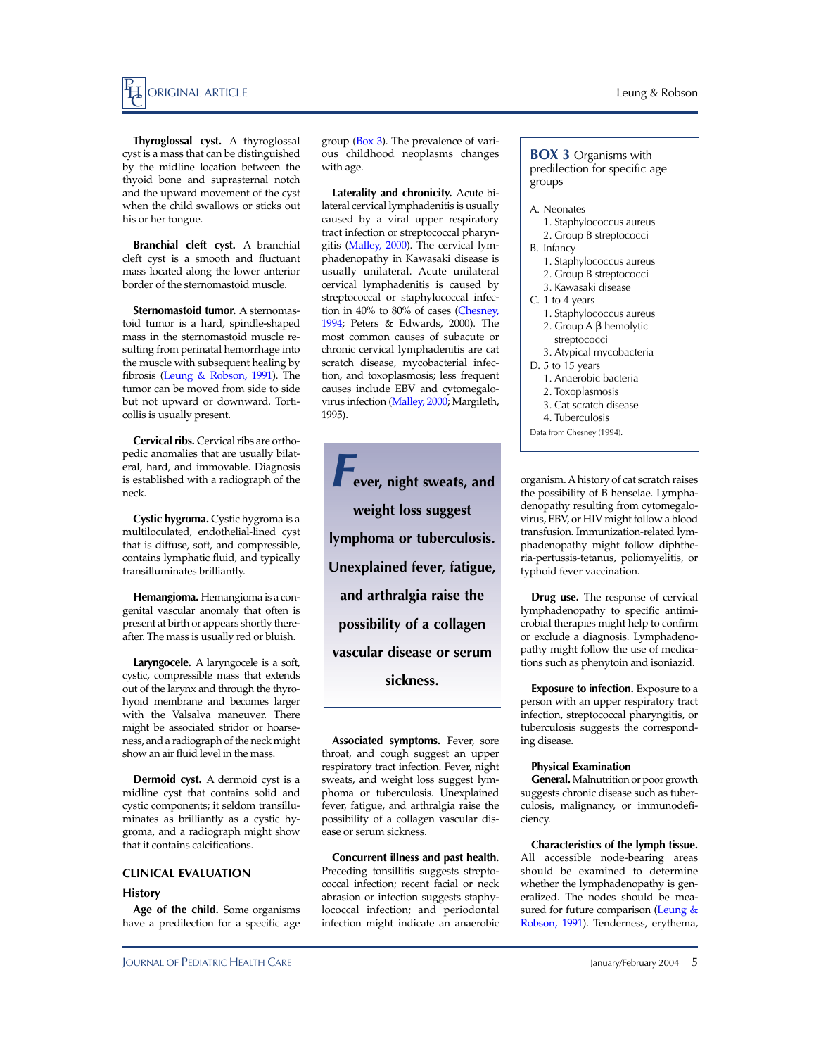**Thyroglossal cyst.** A thyroglossal cyst is a mass that can be distinguished by the midline location between the thyoid bone and suprasternal notch and the upward movement of the cyst when the child swallows or sticks out his or her tongue.

**Branchial cleft cyst.** A branchial cleft cyst is a smooth and fluctuant mass located along the lower anterior border of the sternomastoid muscle.

**Sternomastoid tumor.** A sternomastoid tumor is a hard, spindle-shaped mass in the sternomastoid muscle resulting from perinatal hemorrhage into the muscle with subsequent healing by fibrosis (Leung & Robson, 1991). The tumor can be moved from side to side but not upward or downward. Torticollis is usually present.

**Cervical ribs.** Cervical ribs are orthopedic anomalies that are usually bilateral, hard, and immovable. Diagnosis is established with a radiograph of the neck.

**Cystic hygroma.** Cystic hygroma is a multiloculated, endothelial-lined cyst that is diffuse, soft, and compressible, contains lymphatic fluid, and typically transilluminates brilliantly.

**Hemangioma.** Hemangioma is a congenital vascular anomaly that often is present at birth or appears shortly thereafter. The mass is usually red or bluish.

**Laryngocele.** A laryngocele is a soft, cystic, compressible mass that extends out of the larynx and through the thyrohyoid membrane and becomes larger with the Valsalva maneuver. There might be associated stridor or hoarseness, and a radiograph of the neck might show an air fluid level in the mass.

**Dermoid cyst.** A dermoid cyst is a midline cyst that contains solid and cystic components; it seldom transilluminates as brilliantly as a cystic hygroma, and a radiograph might show that it contains calcifications.

## CLINICAL EVALUATION

### History

**Age of the child.** Some organisms have a predilection for a specific age group (Box 3). The prevalence of various childhood neoplasms changes with age.

**BOX 3** Organisms with predilection for specific age groups

A. Neonates
   1. Staphylococcus aureus
   2. Group B streptococci
B. Infancy
   1. Staphylococcus aureus
   2. Group B streptococci
   3. Kawasaki disease
C. 1 to 4 years
   1. Staphylococcus aureus
   2. Group A β-hemolytic streptococci
   3. Atypical mycobacteria
D. 5 to 15 years
   1. Anaerobic bacteria
   2. Toxoplasmosis
   3. Cat-scratch disease
   4. Tuberculosis

Data from Chesney (1994).

**Laterality and chronicity.** Acute bilateral cervical lymphadenitis is usually caused by a viral upper respiratory tract infection or streptococcal pharyngitis (Malley, 2000). The cervical lymphadenopathy in Kawasaki disease is usually unilateral. Acute unilateral cervical lymphadenitis is caused by streptococcal or staphylococcal infection in 40% to 80% of cases (Chesney, 1994; Peters & Edwards, 2000). The most common causes of subacute or chronic cervical lymphadenitis are cat scratch disease, mycobacterial infection, and toxoplasmosis; less frequent causes include EBV and cytomegalovirus infection (Malley, 2000; Margileth, 1995).

> *Fever, night sweats, and weight loss suggest lymphoma or tuberculosis. Unexplained fever, fatigue, and arthralgia raise the possibility of a collagen vascular disease or serum sickness.*

**Associated symptoms.** Fever, sore throat, and cough suggest an upper respiratory tract infection. Fever, night sweats, and weight loss suggest lymphoma or tuberculosis. Unexplained fever, fatigue, and arthralgia raise the possibility of a collagen vascular disease or serum sickness.

**Concurrent illness and past health.** Preceding tonsillitis suggests streptococcal infection; recent facial or neck abrasion or infection suggests staphylococcal infection; and periodontal infection might indicate an anaerobic organism. A history of cat scratch raises the possibility of B henselae. Lymphadenopathy resulting from cytomegalovirus, EBV, or HIV might follow a blood transfusion. Immunization-related lymphadenopathy might follow diphtheria-pertussis-tetanus, poliomyelitis, or typhoid fever vaccination.

**Drug use.** The response of cervical lymphadenopathy to specific antimicrobial therapies might help to confirm or exclude a diagnosis. Lymphadenopathy might follow the use of medications such as phenytoin and isoniazid.

**Exposure to infection.** Exposure to a person with an upper respiratory tract infection, streptococcal pharyngitis, or tuberculosis suggests the corresponding disease.

### Physical Examination

**General.** Malnutrition or poor growth suggests chronic disease such as tuberculosis, malignancy, or immunodeficiency.

**Characteristics of the lymph tissue.** All accessible node-bearing areas should be examined to determine whether the lymphadenopathy is generalized. The nodes should be measured for future comparison (Leung & Robson, 1991). Tenderness, erythema,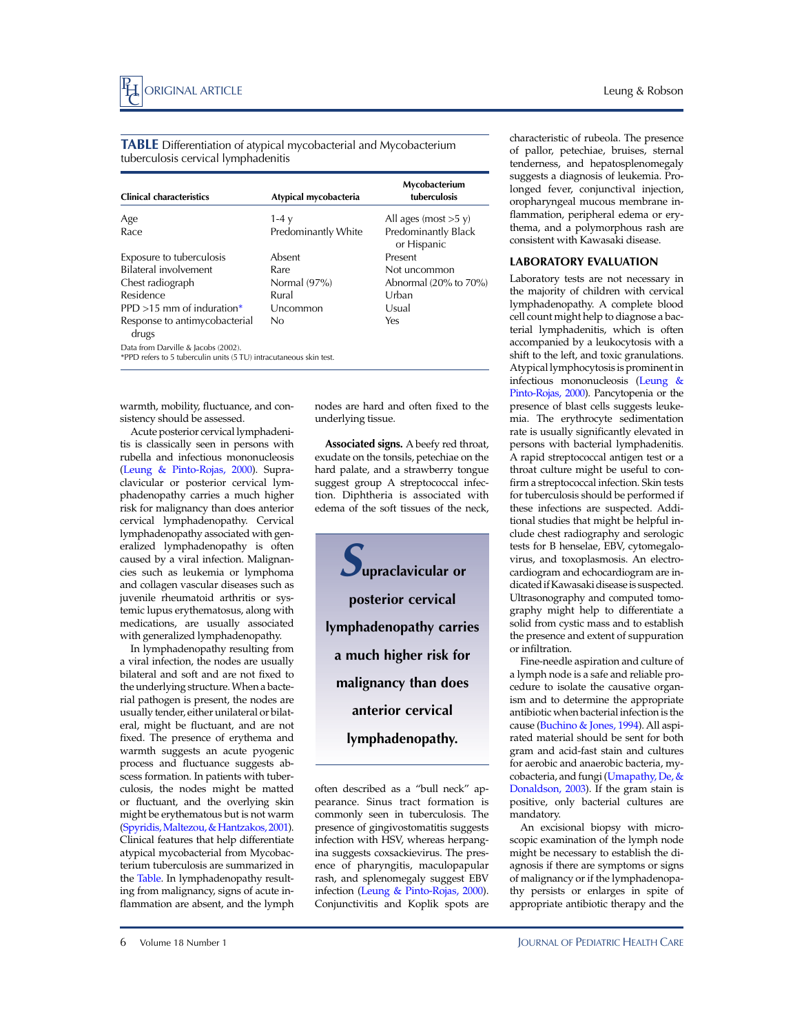**TABLE** Differentiation of atypical mycobacterial and Mycobacterium tuberculosis cervical lymphadenitis

| Clinical characteristics | Atypical mycobacteria | Mycobacterium tuberculosis |
|---|---|---|
| Age | 1-4 y | All ages (most >5 y) |
| Race | Predominantly White | Predominantly Black or Hispanic |
| Exposure to tuberculosis | Absent | Present |
| Bilateral involvement | Rare | Not uncommon |
| Chest radiograph | Normal (97%) | Abnormal (20% to 70%) |
| Residence | Rural | Urban |
| PPD >15 mm of induration* | Uncommon | Usual |
| Response to antimycobacterial drugs | No | Yes |

Data from Darville & Jacobs (2002).
*PPD refers to 5 tuberculin units (5 TU) intracutaneous skin test.

warmth, mobility, fluctuance, and consistency should be assessed.

Acute posterior cervical lymphadenitis is classically seen in persons with rubella and infectious mononucleosis (Leung & Pinto-Rojas, 2000). Supraclavicular or posterior cervical lymphadenopathy carries a much higher risk for malignancy than does anterior cervical lymphadenopathy. Cervical lymphadenopathy associated with generalized lymphadenopathy is often caused by a viral infection. Malignancies such as leukemia or lymphoma and collagen vascular diseases such as juvenile rheumatoid arthritis or systemic lupus erythematosus, along with medications, are usually associated with generalized lymphadenopathy.

In lymphadenopathy resulting from a viral infection, the nodes are usually bilateral and soft and are not fixed to the underlying structure. When a bacterial pathogen is present, the nodes are usually tender, either unilateral or bilateral, might be fluctuant, and are not fixed. The presence of erythema and warmth suggests an acute pyogenic process and fluctuance suggests abscess formation. In patients with tuberculosis, the nodes might be matted or fluctuant, and the overlying skin might be erythematous but is not warm (Spyridis, Maltezou, & Hantzakos, 2001). Clinical features that help differentiate atypical mycobacterial from Mycobacterium tuberculosis are summarized in the Table. In lymphadenopathy resulting from malignancy, signs of acute inflammation are absent, and the lymph nodes are hard and often fixed to the underlying tissue.

**Associated signs.** A beefy red throat, exudate on the tonsils, petechiae on the hard palate, and a strawberry tongue suggest group A streptococcal infection. Diphtheria is associated with edema of the soft tissues of the neck, often described as a "bull neck" appearance. Sinus tract formation is commonly seen in tuberculosis. The presence of gingivostomatitis suggests infection with HSV, whereas herpangina suggests coxsackievirus. The presence of pharyngitis, maculopapular rash, and splenomegaly suggest EBV infection (Leung & Pinto-Rojas, 2000). Conjunctivitis and Koplik spots are characteristic of rubeola. The presence of pallor, petechiae, bruises, sternal tenderness, and hepatosplenomegaly suggests a diagnosis of leukemia. Prolonged fever, conjunctival injection, oropharyngeal mucous membrane inflammation, peripheral edema or erythema, and a polymorphous rash are consistent with Kawasaki disease.

> **Supraclavicular or posterior cervical lymphadenopathy carries a much higher risk for malignancy than does anterior cervical lymphadenopathy.**

## LABORATORY EVALUATION

Laboratory tests are not necessary in the majority of children with cervical lymphadenopathy. A complete blood cell count might help to diagnose a bacterial lymphadenitis, which is often accompanied by a leukocytosis with a shift to the left, and toxic granulations. Atypical lymphocytosis is prominent in infectious mononucleosis (Leung & Pinto-Rojas, 2000). Pancytopenia or the presence of blast cells suggests leukemia. The erythrocyte sedimentation rate is usually significantly elevated in persons with bacterial lymphadenitis. A rapid streptococcal antigen test or a throat culture might be useful to confirm a streptococcal infection. Skin tests for tuberculosis should be performed if these infections are suspected. Additional studies that might be helpful include chest radiography and serologic tests for B henselae, EBV, cytomegalovirus, and toxoplasmosis. An electrocardiogram and echocardiogram are indicated if Kawasaki disease is suspected. Ultrasonography and computed tomography might help to differentiate a solid from cystic mass and to establish the presence and extent of suppuration or infiltration.

Fine-needle aspiration and culture of a lymph node is a safe and reliable procedure to isolate the causative organism and to determine the appropriate antibiotic when bacterial infection is the cause (Buchino & Jones, 1994). All aspirated material should be sent for both gram and acid-fast stain and cultures for aerobic and anaerobic bacteria, mycobacteria, and fungi (Umapathy, De, & Donaldson, 2003). If the gram stain is positive, only bacterial cultures are mandatory.

An excisional biopsy with microscopic examination of the lymph node might be necessary to establish the diagnosis if there are symptoms or signs of malignancy or if the lymphadenopathy persists or enlarges in spite of appropriate antibiotic therapy and the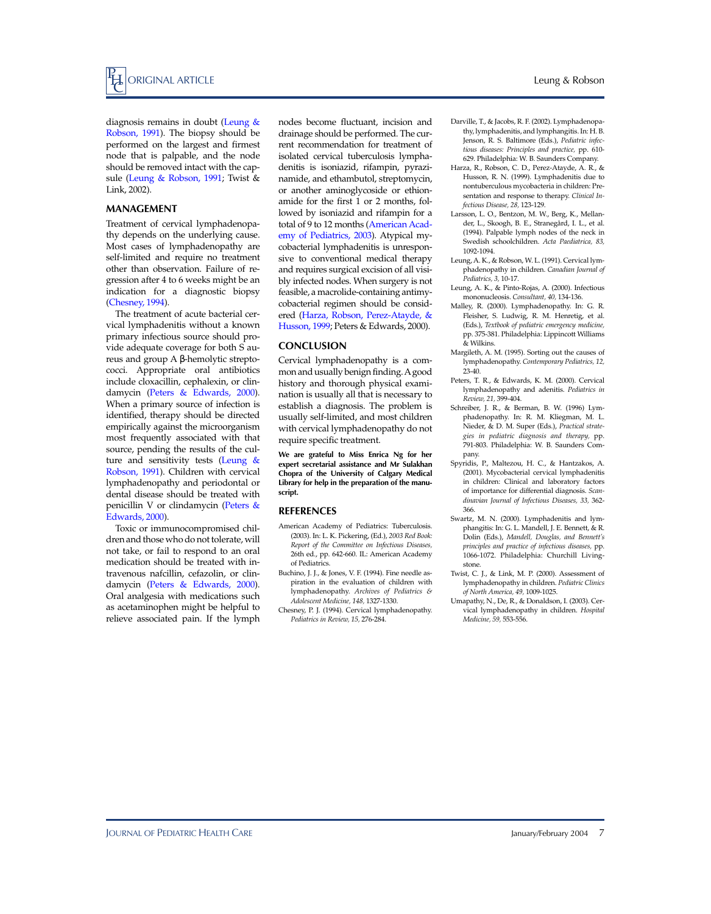diagnosis remains in doubt (Leung & Robson, 1991). The biopsy should be performed on the largest and firmest node that is palpable, and the node should be removed intact with the capsule (Leung & Robson, 1991; Twist & Link, 2002).

## MANAGEMENT

Treatment of cervical lymphadenopathy depends on the underlying cause. Most cases of lymphadenopathy are self-limited and require no treatment other than observation. Failure of regression after 4 to 6 weeks might be an indication for a diagnostic biopsy (Chesney, 1994).

The treatment of acute bacterial cervical lymphadenitis without a known primary infectious source should provide adequate coverage for both S aureus and group A β-hemolytic streptococci. Appropriate oral antibiotics include cloxacillin, cephalexin, or clindamycin (Peters & Edwards, 2000). When a primary source of infection is identified, therapy should be directed empirically against the microorganism most frequently associated with that source, pending the results of the culture and sensitivity tests (Leung & Robson, 1991). Children with cervical lymphadenopathy and periodontal or dental disease should be treated with penicillin V or clindamycin (Peters & Edwards, 2000).

Toxic or immunocompromised children and those who do not tolerate, will not take, or fail to respond to an oral medication should be treated with intravenous nafcillin, cefazolin, or clindamycin (Peters & Edwards, 2000). Oral analgesia with medications such as acetaminophen might be helpful to relieve associated pain. If the lymph nodes become fluctuant, incision and drainage should be performed. The current recommendation for treatment of isolated cervical tuberculosis lymphadenitis is isoniazid, rifampin, pyrazinamide, and ethambutol, streptomycin, or another aminoglycoside or ethionamide for the first 1 or 2 months, followed by isoniazid and rifampin for a total of 9 to 12 months (American Academy of Pediatrics, 2003). Atypical mycobacterial lymphadenitis is unresponsive to conventional medical therapy and requires surgical excision of all visibly infected nodes. When surgery is not feasible, a macrolide-containing antimycobacterial regimen should be considered (Harza, Robson, Perez-Atayde, & Husson, 1999; Peters & Edwards, 2000).

## CONCLUSION

Cervical lymphadenopathy is a common and usually benign finding. A good history and thorough physical examination is usually all that is necessary to establish a diagnosis. The problem is usually self-limited, and most children with cervical lymphadenopathy do not require specific treatment.

**We are grateful to Miss Enrica Ng for her expert secretarial assistance and Mr Sulakhan Chopra of the University of Calgary Medical Library for help in the preparation of the manuscript.**

## REFERENCES

American Academy of Pediatrics: Tuberculosis. (2003). In: L. K. Pickering, (Ed.), *2003 Red Book: Report of the Committee on Infectious Diseases,* 26th ed., pp. 642-660. IL: American Academy of Pediatrics.

Buchino, J. J., & Jones, V. F. (1994). Fine needle aspiration in the evaluation of children with lymphadenopathy. *Archives of Pediatrics & Adolescent Medicine, 148,* 1327-1330.

Chesney, P. J. (1994). Cervical lymphadenopathy. *Pediatrics in Review, 15,* 276-284.

Darville, T., & Jacobs, R. F. (2002). Lymphadenopathy, lymphadenitis, and lymphangitis. In: H. B. Jenson, R. S. Baltimore (Eds.), *Pediatric infectious diseases: Principles and practice,* pp. 610-629. Philadelphia: W. B. Saunders Company.

Harza, R., Robson, C. D., Perez-Atayde, A. R., & Husson, R. N. (1999). Lymphadenitis due to nontuberculous mycobacteria in children: Presentation and response to therapy. *Clinical Infectious Disease, 28,* 123-129.

Larsson, L. O., Bentzon, M. W., Berg, K., Mellander, L., Skoogh, B. E., Stranegård, I. L., et al. (1994). Palpable lymph nodes of the neck in Swedish schoolchildren. *Acta Paediatrica, 83,* 1092-1094.

Leung, A. K., & Robson, W. L. (1991). Cervical lymphadenopathy in children. *Canadian Journal of Pediatrics, 3,* 10-17.

Leung, A. K., & Pinto-Rojas, A. (2000). Infectious mononucleosis. *Consultant, 40,* 134-136.

Malley, R. (2000). Lymphadenopathy. In: G. R. Fleisher, S. Ludwig, R. M. Henretig, et al. (Eds.), *Textbook of pediatric emergency medicine,* pp. 375-381. Philadelphia: Lippincott Williams & Wilkins.

Margileth, A. M. (1995). Sorting out the causes of lymphadenopathy. *Contemporary Pediatrics, 12,* 23-40.

Peters, T. R., & Edwards, K. M. (2000). Cervical lymphadenopathy and adenitis. *Pediatrics in Review, 21,* 399-404.

Schreiber, J. R., & Berman, B. W. (1996) Lymphadenopathy. In: R. M. Kliegman, M. L. Nieder, & D. M. Super (Eds.), *Practical strategies in pediatric diagnosis and therapy,* pp. 791-803. Philadelphia: W. B. Saunders Company.

Spyridis, P., Maltezou, H. C., & Hantzakos, A. (2001). Mycobacterial cervical lymphadenitis in children: Clinical and laboratory factors of importance for differential diagnosis. *Scandinavian Journal of Infectious Diseases, 33,* 362-366.

Swartz, M. N. (2000). Lymphadenitis and lymphangitis: In: G. L. Mandell, J. E. Bennett, & R. Dolin (Eds.), *Mandell, Douglas, and Bennett's principles and practice of infectious diseases,* pp. 1066-1072. Philadelphia: Churchill Livingstone.

Twist, C. J., & Link, M. P. (2000). Assessment of lymphadenopathy in children. *Pediatric Clinics of North America, 49,* 1009-1025.

Umapathy, N., De, R., & Donaldson, I. (2003). Cervical lymphadenopathy in children. *Hospital Medicine, 59,* 553-556.